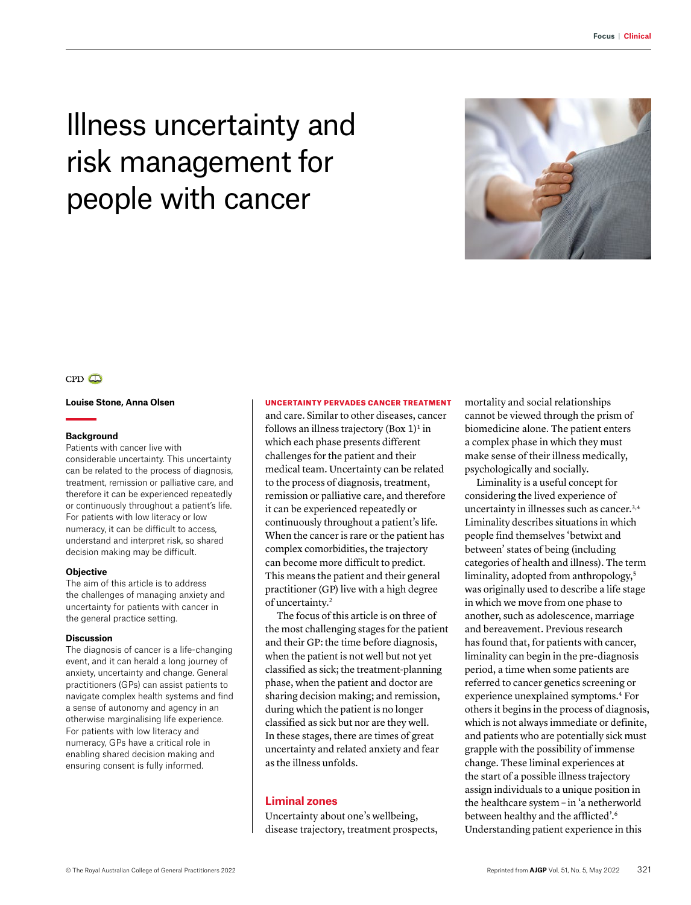# Illness uncertainty and risk management for people with cancer

CPD

**Louise Stone, Anna Olsen**

### Background

Patients with cancer live with considerable uncertainty. This uncertainty can be related to the process of diagnosis, treatment, remission or palliative care, and therefore it can be experienced repeatedly or continuously throughout a patient's life. For patients with low literacy or low numeracy, it can be difficult to access, understand and interpret risk, so shared decision making may be difficult.

### Objective

The aim of this article is to address the challenges of managing anxiety and uncertainty for patients with cancer in the general practice setting.

### Discussion

The diagnosis of cancer is a life-changing event, and it can herald a long journey of anxiety, uncertainty and change. General practitioners (GPs) can assist patients to navigate complex health systems and find a sense of autonomy and agency in an otherwise marginalising life experience. For patients with low literacy and numeracy, GPs have a critical role in enabling shared decision making and ensuring consent is fully informed.

UNCERTAINTY PERVADES CANCER TREATMENT and care. Similar to other diseases, cancer follows an illness trajectory (Box 1)[1] in which each phase presents different challenges for the patient and their medical team. Uncertainty can be related to the process of diagnosis, treatment, remission or palliative care, and therefore it can be experienced repeatedly or continuously throughout a patient's life. When the cancer is rare or the patient has complex comorbidities, the trajectory can become more difficult to predict. This means the patient and their general practitioner (GP) live with a high degree of uncertainty.[2]

The focus of this article is on three of the most challenging stages for the patient and their GP: the time before diagnosis, when the patient is not well but not yet classified as sick; the treatment-planning phase, when the patient and doctor are sharing decision making; and remission, during which the patient is no longer classified as sick but nor are they well. In these stages, there are times of great uncertainty and related anxiety and fear as the illness unfolds.

## Liminal zones

Uncertainty about one's wellbeing, disease trajectory, treatment prospects, mortality and social relationships cannot be viewed through the prism of biomedicine alone. The patient enters a complex phase in which they must make sense of their illness medically, psychologically and socially.

Liminality is a useful concept for considering the lived experience of uncertainty in illnesses such as cancer.[3,4] Liminality describes situations in which people find themselves 'betwixt and between' states of being (including categories of health and illness). The term liminality, adopted from anthropology,[5] was originally used to describe a life stage in which we move from one phase to another, such as adolescence, marriage and bereavement. Previous research has found that, for patients with cancer, liminality can begin in the pre-diagnosis period, a time when some patients are referred to cancer genetics screening or experience unexplained symptoms.[4] For others it begins in the process of diagnosis, which is not always immediate or definite, and patients who are potentially sick must grapple with the possibility of immense change. These liminal experiences at the start of a possible illness trajectory assign individuals to a unique position in the healthcare system – in 'a netherworld between healthy and the afflicted'.[6] Understanding patient experience in this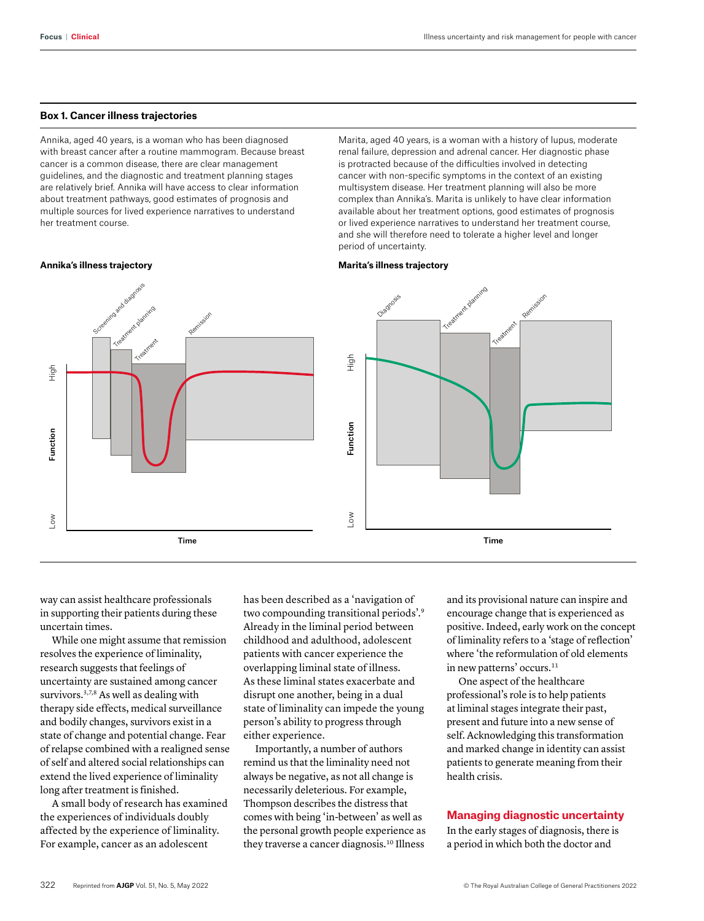### Box 1. Cancer illness trajectories

Annika, aged 40 years, is a woman who has been diagnosed with breast cancer after a routine mammogram. Because breast cancer is a common disease, there are clear management guidelines, and the diagnostic and treatment planning stages are relatively brief. Annika will have access to clear information about treatment pathways, good estimates of prognosis and multiple sources for lived experience narratives to understand her treatment course.

Marita, aged 40 years, is a woman with a history of lupus, moderate renal failure, depression and adrenal cancer. Her diagnostic phase is protracted because of the difficulties involved in detecting cancer with non-specific symptoms in the context of an existing multisystem disease. Her treatment planning will also be more complex than Annika's. Marita is unlikely to have clear information available about her treatment options, good estimates of prognosis or lived experience narratives to understand her treatment course, and she will therefore need to tolerate a higher level and longer period of uncertainty.

**Annika's illness trajectory**

**Marita's illness trajectory**

way can assist healthcare professionals in supporting their patients during these uncertain times.

While one might assume that remission resolves the experience of liminality, research suggests that feelings of uncertainty are sustained among cancer survivors.[3,7,8] As well as dealing with therapy side effects, medical surveillance and bodily changes, survivors exist in a state of change and potential change. Fear of relapse combined with a realigned sense of self and altered social relationships can extend the lived experience of liminality long after treatment is finished.

A small body of research has examined the experiences of individuals doubly affected by the experience of liminality. For example, cancer as an adolescent has been described as a 'navigation of two compounding transitional periods'.[9] Already in the liminal period between childhood and adulthood, adolescent patients with cancer experience the overlapping liminal state of illness. As these liminal states exacerbate and disrupt one another, being in a dual state of liminality can impede the young person's ability to progress through either experience.

Importantly, a number of authors remind us that the liminality need not always be negative, as not all change is necessarily deleterious. For example, Thompson describes the distress that comes with being 'in-between' as well as the personal growth people experience as they traverse a cancer diagnosis.[10] Illness and its provisional nature can inspire and encourage change that is experienced as positive. Indeed, early work on the concept of liminality refers to a 'stage of reflection' where 'the reformulation of old elements in new patterns' occurs.[11]

One aspect of the healthcare professional's role is to help patients at liminal stages integrate their past, present and future into a new sense of self. Acknowledging this transformation and marked change in identity can assist patients to generate meaning from their health crisis.

## Managing diagnostic uncertainty

In the early stages of diagnosis, there is a period in which both the doctor and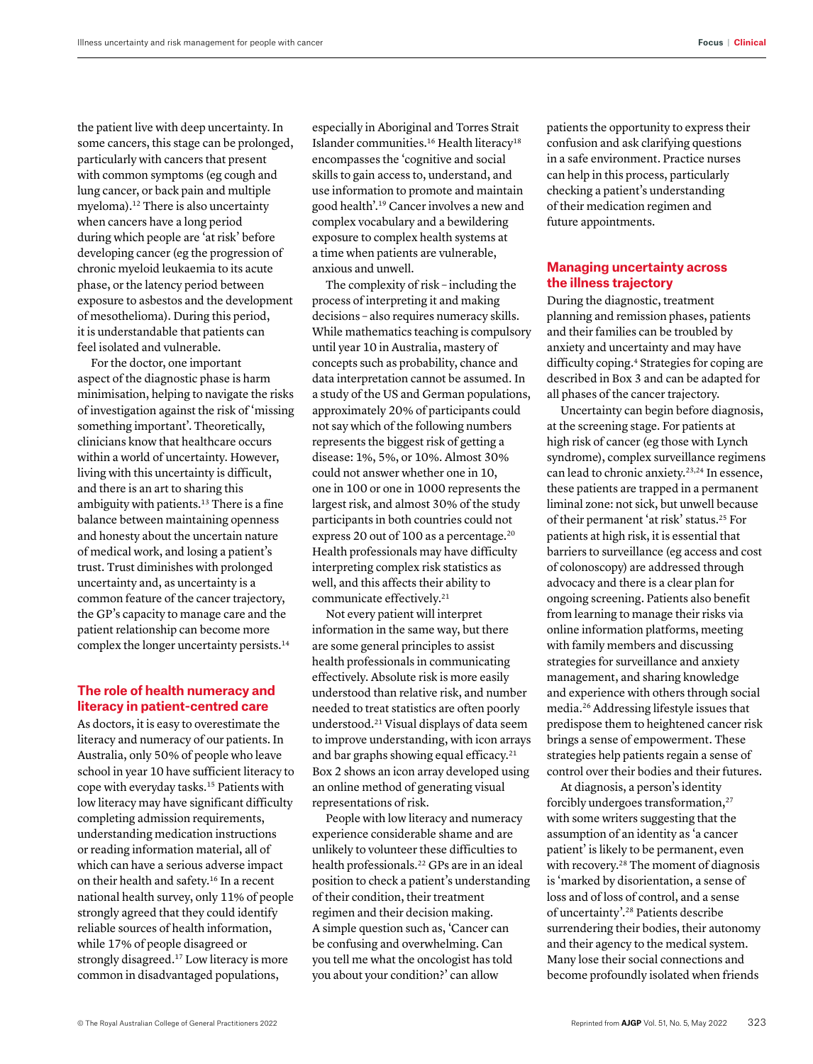the patient live with deep uncertainty. In some cancers, this stage can be prolonged, particularly with cancers that present with common symptoms (eg cough and lung cancer, or back pain and multiple myeloma).[12] There is also uncertainty when cancers have a long period during which people are 'at risk' before developing cancer (eg the progression of chronic myeloid leukaemia to its acute phase, or the latency period between exposure to asbestos and the development of mesothelioma). During this period, it is understandable that patients can feel isolated and vulnerable.

For the doctor, one important aspect of the diagnostic phase is harm minimisation, helping to navigate the risks of investigation against the risk of 'missing something important'. Theoretically, clinicians know that healthcare occurs within a world of uncertainty. However, living with this uncertainty is difficult, and there is an art to sharing this ambiguity with patients.[13] There is a fine balance between maintaining openness and honesty about the uncertain nature of medical work, and losing a patient's trust. Trust diminishes with prolonged uncertainty and, as uncertainty is a common feature of the cancer trajectory, the GP's capacity to manage care and the patient relationship can become more complex the longer uncertainty persists.[14]

## The role of health numeracy and literacy in patient-centred care

As doctors, it is easy to overestimate the literacy and numeracy of our patients. In Australia, only 50% of people who leave school in year 10 have sufficient literacy to cope with everyday tasks.[15] Patients with low literacy may have significant difficulty completing admission requirements, understanding medication instructions or reading information material, all of which can have a serious adverse impact on their health and safety.[16] In a recent national health survey, only 11% of people strongly agreed that they could identify reliable sources of health information, while 17% of people disagreed or strongly disagreed.[17] Low literacy is more common in disadvantaged populations, especially in Aboriginal and Torres Strait Islander communities.[16] Health literacy[18] encompasses the 'cognitive and social skills to gain access to, understand, and use information to promote and maintain good health'.[19] Cancer involves a new and complex vocabulary and a bewildering exposure to complex health systems at a time when patients are vulnerable, anxious and unwell.

The complexity of risk – including the process of interpreting it and making decisions – also requires numeracy skills. While mathematics teaching is compulsory until year 10 in Australia, mastery of concepts such as probability, chance and data interpretation cannot be assumed. In a study of the US and German populations, approximately 20% of participants could not say which of the following numbers represents the biggest risk of getting a disease: 1%, 5%, or 10%. Almost 30% could not answer whether one in 10, one in 100 or one in 1000 represents the largest risk, and almost 30% of the study participants in both countries could not express 20 out of 100 as a percentage.[20] Health professionals may have difficulty interpreting complex risk statistics as well, and this affects their ability to communicate effectively.[21]

Not every patient will interpret information in the same way, but there are some general principles to assist health professionals in communicating effectively. Absolute risk is more easily understood than relative risk, and number needed to treat statistics are often poorly understood.[21] Visual displays of data seem to improve understanding, with icon arrays and bar graphs showing equal efficacy.[21] Box 2 shows an icon array developed using an online method of generating visual representations of risk.

People with low literacy and numeracy experience considerable shame and are unlikely to volunteer these difficulties to health professionals.[22] GPs are in an ideal position to check a patient's understanding of their condition, their treatment regimen and their decision making. A simple question such as, 'Cancer can be confusing and overwhelming. Can you tell me what the oncologist has told you about your condition?' can allow patients the opportunity to express their confusion and ask clarifying questions in a safe environment. Practice nurses can help in this process, particularly checking a patient's understanding of their medication regimen and future appointments.

## Managing uncertainty across the illness trajectory

During the diagnostic, treatment planning and remission phases, patients and their families can be troubled by anxiety and uncertainty and may have difficulty coping.[4] Strategies for coping are described in Box 3 and can be adapted for all phases of the cancer trajectory.

Uncertainty can begin before diagnosis, at the screening stage. For patients at high risk of cancer (eg those with Lynch syndrome), complex surveillance regimens can lead to chronic anxiety.[23,24] In essence, these patients are trapped in a permanent liminal zone: not sick, but unwell because of their permanent 'at risk' status.[25] For patients at high risk, it is essential that barriers to surveillance (eg access and cost of colonoscopy) are addressed through advocacy and there is a clear plan for ongoing screening. Patients also benefit from learning to manage their risks via online information platforms, meeting with family members and discussing strategies for surveillance and anxiety management, and sharing knowledge and experience with others through social media.[26] Addressing lifestyle issues that predispose them to heightened cancer risk brings a sense of empowerment. These strategies help patients regain a sense of control over their bodies and their futures.

At diagnosis, a person's identity forcibly undergoes transformation,[27] with some writers suggesting that the assumption of an identity as 'a cancer patient' is likely to be permanent, even with recovery.[28] The moment of diagnosis is 'marked by disorientation, a sense of loss and of loss of control, and a sense of uncertainty'.[28] Patients describe surrendering their bodies, their autonomy and their agency to the medical system. Many lose their social connections and become profoundly isolated when friends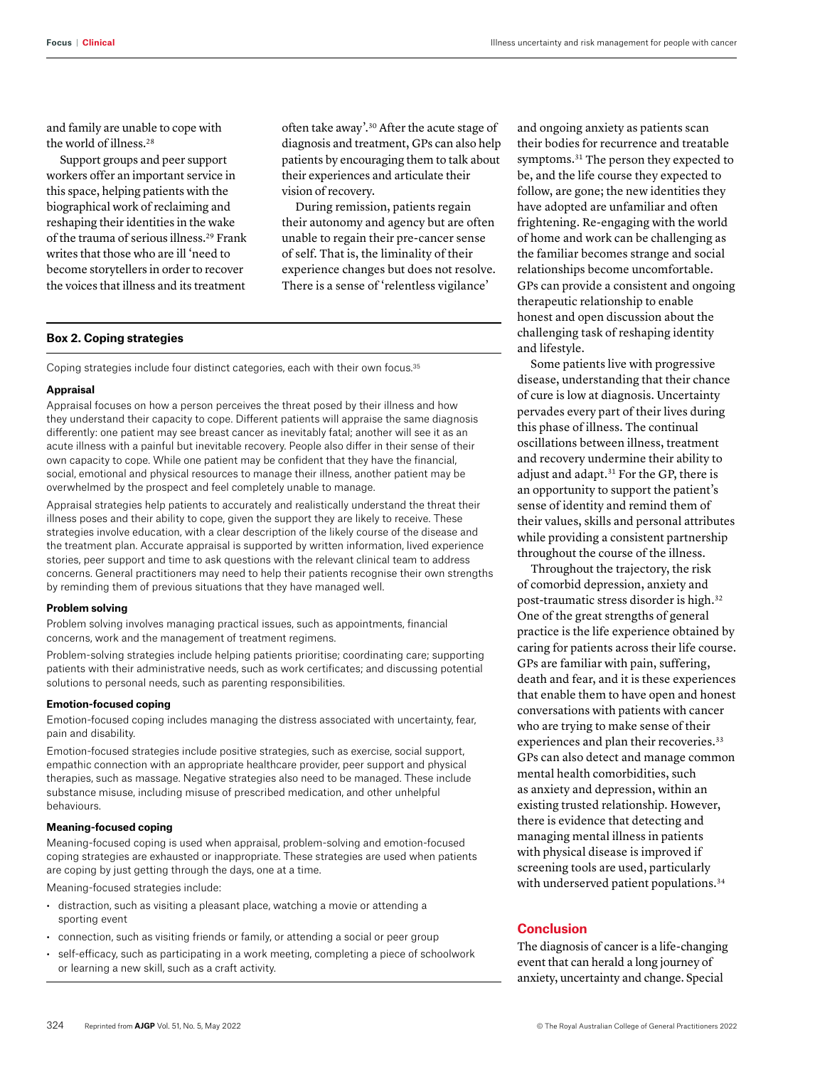and family are unable to cope with the world of illness.[28]

Support groups and peer support workers offer an important service in this space, helping patients with the biographical work of reclaiming and reshaping their identities in the wake of the trauma of serious illness.[29] Frank writes that those who are ill 'need to become storytellers in order to recover the voices that illness and its treatment often take away'.[30] After the acute stage of diagnosis and treatment, GPs can also help patients by encouraging them to talk about their experiences and articulate their vision of recovery.

During remission, patients regain their autonomy and agency but are often unable to regain their pre-cancer sense of self. That is, the liminality of their experience changes but does not resolve. There is a sense of 'relentless vigilance' and ongoing anxiety as patients scan their bodies for recurrence and treatable symptoms.[31] The person they expected to be, and the life course they expected to follow, are gone; the new identities they have adopted are unfamiliar and often frightening. Re-engaging with the world of home and work can be challenging as the familiar becomes strange and social relationships become uncomfortable. GPs can provide a consistent and ongoing therapeutic relationship to enable honest and open discussion about the challenging task of reshaping identity and lifestyle.

Some patients live with progressive disease, understanding that their chance of cure is low at diagnosis. Uncertainty pervades every part of their lives during this phase of illness. The continual oscillations between illness, treatment and recovery undermine their ability to adjust and adapt.[31] For the GP, there is an opportunity to support the patient's sense of identity and remind them of their values, skills and personal attributes while providing a consistent partnership throughout the course of the illness.

Throughout the trajectory, the risk of comorbid depression, anxiety and post-traumatic stress disorder is high.[32] One of the great strengths of general practice is the life experience obtained by caring for patients across their life course. GPs are familiar with pain, suffering, death and fear, and it is these experiences that enable them to have open and honest conversations with patients with cancer who are trying to make sense of their experiences and plan their recoveries.[33] GPs can also detect and manage common mental health comorbidities, such as anxiety and depression, within an existing trusted relationship. However, there is evidence that detecting and managing mental illness in patients with physical disease is improved if screening tools are used, particularly with underserved patient populations.[34]

### Box 2. Coping strategies

Coping strategies include four distinct categories, each with their own focus.[35]

**Appraisal**

Appraisal focuses on how a person perceives the threat posed by their illness and how they understand their capacity to cope. Different patients will appraise the same diagnosis differently: one patient may see breast cancer as inevitably fatal; another will see it as an acute illness with a painful but inevitable recovery. People also differ in their sense of their own capacity to cope. While one patient may be confident that they have the financial, social, emotional and physical resources to manage their illness, another patient may be overwhelmed by the prospect and feel completely unable to manage.

Appraisal strategies help patients to accurately and realistically understand the threat their illness poses and their ability to cope, given the support they are likely to receive. These strategies involve education, with a clear description of the likely course of the disease and the treatment plan. Accurate appraisal is supported by written information, lived experience stories, peer support and time to ask questions with the relevant clinical team to address concerns. General practitioners may need to help their patients recognise their own strengths by reminding them of previous situations that they have managed well.

**Problem solving**

Problem solving involves managing practical issues, such as appointments, financial concerns, work and the management of treatment regimens.

Problem-solving strategies include helping patients prioritise; coordinating care; supporting patients with their administrative needs, such as work certificates; and discussing potential solutions to personal needs, such as parenting responsibilities.

**Emotion-focused coping**

Emotion-focused coping includes managing the distress associated with uncertainty, fear, pain and disability.

Emotion-focused strategies include positive strategies, such as exercise, social support, empathic connection with an appropriate healthcare provider, peer support and physical therapies, such as massage. Negative strategies also need to be managed. These include substance misuse, including misuse of prescribed medication, and other unhelpful behaviours.

**Meaning-focused coping**

Meaning-focused coping is used when appraisal, problem-solving and emotion-focused coping strategies are exhausted or inappropriate. These strategies are used when patients are coping by just getting through the days, one at a time.

Meaning-focused strategies include:

- distraction, such as visiting a pleasant place, watching a movie or attending a sporting event
- connection, such as visiting friends or family, or attending a social or peer group
- self-efficacy, such as participating in a work meeting, completing a piece of schoolwork or learning a new skill, such as a craft activity.

## Conclusion

The diagnosis of cancer is a life-changing event that can herald a long journey of anxiety, uncertainty and change. Special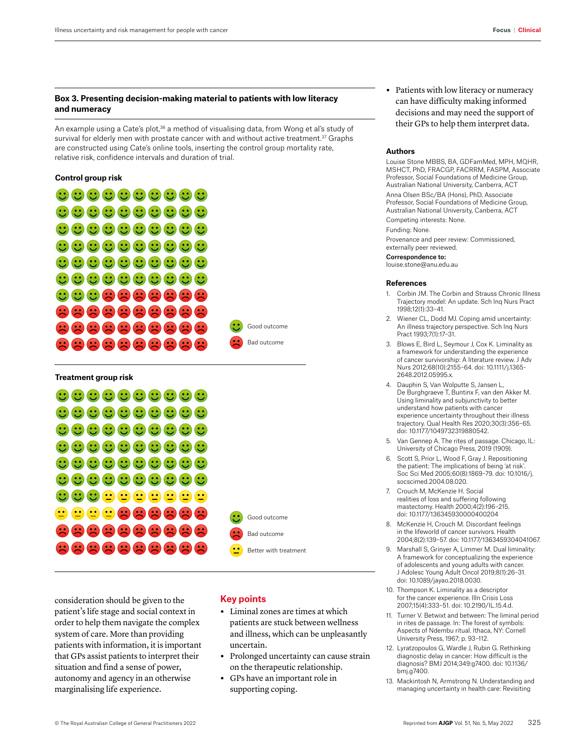## Box 3. Presenting decision-making material to patients with low literacy and numeracy

An example using a Cate's plot,[36] a method of visualising data, from Wong et al's study of survival for elderly men with prostate cancer with and without active treatment.[37] Graphs are constructed using Cate's online tools, inserting the control group mortality rate, relative risk, confidence intervals and duration of trial.

**Control group risk**

Good outcome

Bad outcome

**Treatment group risk**

Good outcome

Bad outcome

Better with treatment

consideration should be given to the patient's life stage and social context in order to help them navigate the complex system of care. More than providing patients with information, it is important that GPs assist patients to interpret their situation and find a sense of power, autonomy and agency in an otherwise marginalising life experience.

## Key points

- Liminal zones are times at which patients are stuck between wellness and illness, which can be unpleasantly uncertain.
- Prolonged uncertainty can cause strain on the therapeutic relationship.
- GPs have an important role in supporting coping.
- Patients with low literacy or numeracy can have difficulty making informed decisions and may need the support of their GPs to help them interpret data.

### Authors

Louise Stone MBBS, BA, GDFamMed, MPH, MQHR, MSHCT, PhD, FRACGP, FACRRM, FASPM, Associate Professor, Social Foundations of Medicine Group, Australian National University, Canberra, ACT

Anna Olsen BSc/BA (Hons), PhD, Associate Professor, Social Foundations of Medicine Group, Australian National University, Canberra, ACT

Competing interests: None.

Funding: None.

Provenance and peer review: Commissioned, externally peer reviewed.

**Correspondence to:**
louise.stone@anu.edu.au

### References

1. Corbin JM. The Corbin and Strauss Chronic Illness Trajectory model: An update. Sch Inq Nurs Pract 1998;12(1):33–41.
2. Wiener CL, Dodd MJ. Coping amid uncertainty: An illness trajectory perspective. Sch Inq Nurs Pract 1993;7(1):17–31.
3. Blows E, Bird L, Seymour J, Cox K. Liminality as a framework for understanding the experience of cancer survivorship: A literature review. J Adv Nurs 2012;68(10):2155–64. doi: 10.1111/j.1365-2648.2012.05995.x.
4. Dauphin S, Van Wolputte S, Jansen L, De Burghgraeve T, Buntinx F, van den Akker M. Using liminality and subjunctivity to better understand how patients with cancer experience uncertainty throughout their illness trajectory. Qual Health Res 2020;30(3):356–65. doi: 10.1177/1049732319880542.
5. Van Gennep A. The rites of passage. Chicago, IL: University of Chicago Press, 2019 (1909).
6. Scott S, Prior L, Wood F, Gray J. Repositioning the patient: The implications of being 'at risk'. Soc Sci Med 2005;60(8):1869–79. doi: 10.1016/j.socscimed.2004.08.020.
7. Crouch M, McKenzie H. Social realities of loss and suffering following mastectomy. Health 2000;4(2):196–215. doi: 10.1177/136345930000400204
8. McKenzie H, Crouch M. Discordant feelings in the lifeworld of cancer survivors. Health 2004;8(2):139–57. doi: 10.1177/1363459304041067.
9. Marshall S, Grinyer A, Limmer M. Dual liminality: A framework for conceptualizing the experience of adolescents and young adults with cancer. J Adolesc Young Adult Oncol 2019;8(1):26–31. doi: 10.1089/jayao.2018.0030.
10. Thompson K. Liminality as a descriptor for the cancer experience. Illn Crisis Loss 2007;15(4):333–51. doi: 10.2190/IL.15.4.d.
11. Turner V. Betwixt and between: The liminal period in rites de passage. In: The forest of symbols: Aspects of Ndembu ritual. Ithaca, NY: Cornell University Press, 1967; p. 93–112.
12. Lyratzopoulos G, Wardle J, Rubin G. Rethinking diagnostic delay in cancer: How difficult is the diagnosis? BMJ 2014;349:g7400. doi: 10.1136/bmj.g7400.
13. Mackintosh N, Armstrong N. Understanding and managing uncertainty in health care: Revisiting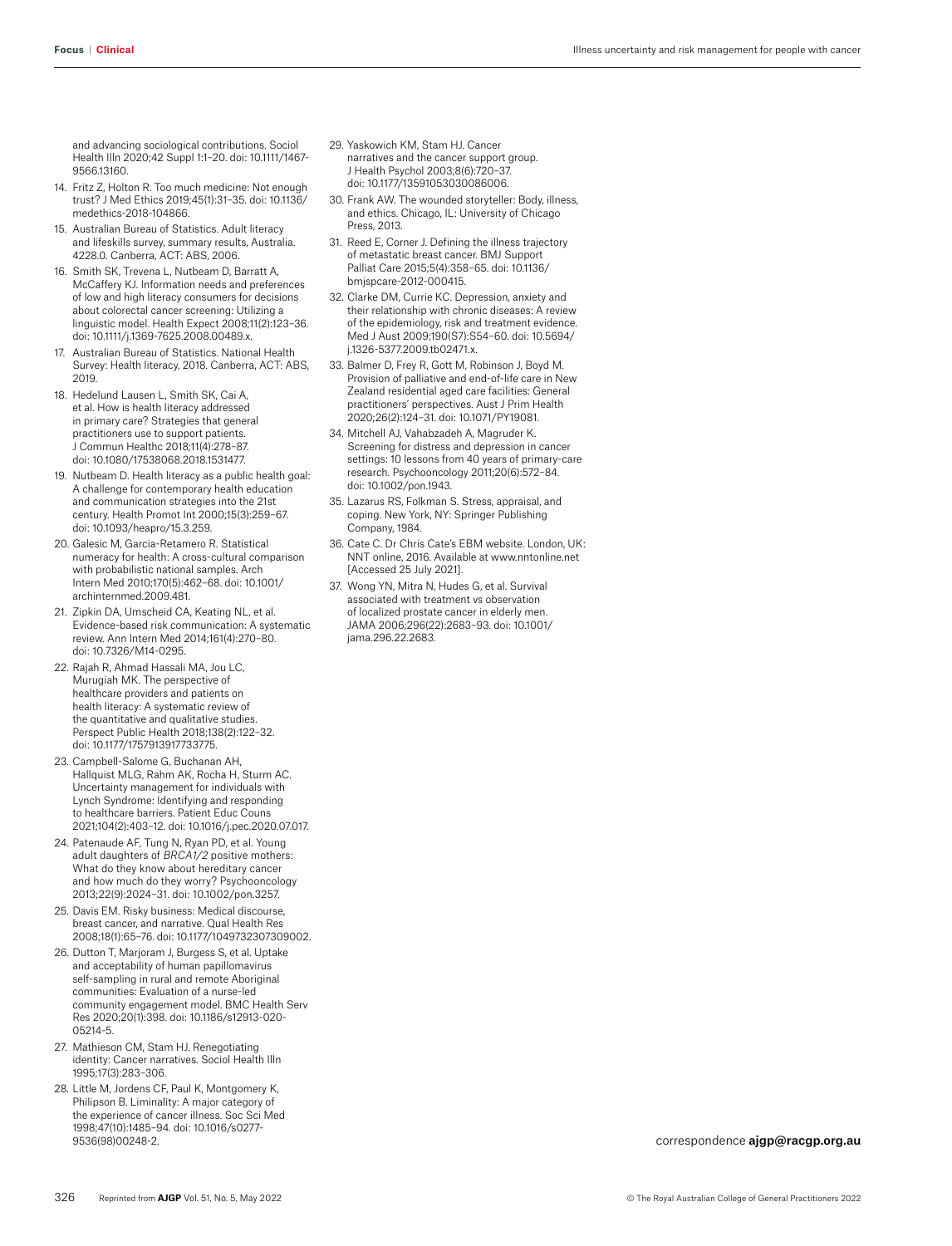and advancing sociological contributions. Sociol Health Illn 2020;42 Suppl 1:1–20. doi: 10.1111/1467-9566.13160.

14. Fritz Z, Holton R. Too much medicine: Not enough trust? J Med Ethics 2019;45(1):31–35. doi: 10.1136/medethics-2018-104866.
15. Australian Bureau of Statistics. Adult literacy and lifeskills survey, summary results, Australia. 4228.0. Canberra, ACT: ABS, 2006.
16. Smith SK, Trevena L, Nutbeam D, Barratt A, McCaffery KJ. Information needs and preferences of low and high literacy consumers for decisions about colorectal cancer screening: Utilizing a linguistic model. Health Expect 2008;11(2):123–36. doi: 10.1111/j.1369-7625.2008.00489.x.
17. Australian Bureau of Statistics. National Health Survey: Health literacy, 2018. Canberra, ACT: ABS, 2019.
18. Hedelund Lausen L, Smith SK, Cai A, et al. How is health literacy addressed in primary care? Strategies that general practitioners use to support patients. J Commun Healthc 2018;11(4):278–87. doi: 10.1080/17538068.2018.1531477.
19. Nutbeam D. Health literacy as a public health goal: A challenge for contemporary health education and communication strategies into the 21st century. Health Promot Int 2000;15(3):259–67. doi: 10.1093/heapro/15.3.259.
20. Galesic M, Garcia-Retamero R. Statistical numeracy for health: A cross-cultural comparison with probabilistic national samples. Arch Intern Med 2010;170(5):462–68. doi: 10.1001/archinternmed.2009.481.
21. Zipkin DA, Umscheid CA, Keating NL, et al. Evidence-based risk communication: A systematic review. Ann Intern Med 2014;161(4):270–80. doi: 10.7326/M14-0295.
22. Rajah R, Ahmad Hassali MA, Jou LC, Murugiah MK. The perspective of healthcare providers and patients on health literacy: A systematic review of the quantitative and qualitative studies. Perspect Public Health 2018;138(2):122–32. doi: 10.1177/1757913917733775.
23. Campbell-Salome G, Buchanan AH, Hallquist MLG, Rahm AK, Rocha H, Sturm AC. Uncertainty management for individuals with Lynch Syndrome: Identifying and responding to healthcare barriers. Patient Educ Couns 2021;104(2):403–12. doi: 10.1016/j.pec.2020.07.017.
24. Patenaude AF, Tung N, Ryan PD, et al. Young adult daughters of *BRCA1/2* positive mothers: What do they know about hereditary cancer and how much do they worry? Psychooncology 2013;22(9):2024–31. doi: 10.1002/pon.3257.
25. Davis EM. Risky business: Medical discourse, breast cancer, and narrative. Qual Health Res 2008;18(1):65–76. doi: 10.1177/1049732307309002.
26. Dutton T, Marjoram J, Burgess S, et al. Uptake and acceptability of human papillomavirus self-sampling in rural and remote Aboriginal communities: Evaluation of a nurse-led community engagement model. BMC Health Serv Res 2020;20(1):398. doi: 10.1186/s12913-020-05214-5.
27. Mathieson CM, Stam HJ. Renegotiating identity: Cancer narratives. Sociol Health Illn 1995;17(3):283–306.
28. Little M, Jordens CF, Paul K, Montgomery K, Philipson B. Liminality: A major category of the experience of cancer illness. Soc Sci Med 1998;47(10):1485–94. doi: 10.1016/s0277-9536(98)00248-2.
29. Yaskowich KM, Stam HJ. Cancer narratives and the cancer support group. J Health Psychol 2003;8(6):720–37. doi: 10.1177/13591053030086006.
30. Frank AW. The wounded storyteller: Body, illness, and ethics. Chicago, IL: University of Chicago Press, 2013.
31. Reed E, Corner J. Defining the illness trajectory of metastatic breast cancer. BMJ Support Palliat Care 2015;5(4):358–65. doi: 10.1136/bmjspcare-2012-000415.
32. Clarke DM, Currie KC. Depression, anxiety and their relationship with chronic diseases: A review of the epidemiology, risk and treatment evidence. Med J Aust 2009;190(S7):S54–60. doi: 10.5694/j.1326-5377.2009.tb02471.x.
33. Balmer D, Frey R, Gott M, Robinson J, Boyd M. Provision of palliative and end-of-life care in New Zealand residential aged care facilities: General practitioners' perspectives. Aust J Prim Health 2020;26(2):124–31. doi: 10.1071/PY19081.
34. Mitchell AJ, Vahabzadeh A, Magruder K. Screening for distress and depression in cancer settings: 10 lessons from 40 years of primary-care research. Psychooncology 2011;20(6):572–84. doi: 10.1002/pon.1943.
35. Lazarus RS, Folkman S. Stress, appraisal, and coping. New York, NY: Springer Publishing Company, 1984.
36. Cate C. Dr Chris Cate's EBM website. London, UK: NNT online, 2016. Available at www.nntonline.net [Accessed 25 July 2021].
37. Wong YN, Mitra N, Hudes G, et al. Survival associated with treatment vs observation of localized prostate cancer in elderly men. JAMA 2006;296(22):2683–93. doi: 10.1001/jama.296.22.2683.

correspondence **ajgp@racgp.org.au**